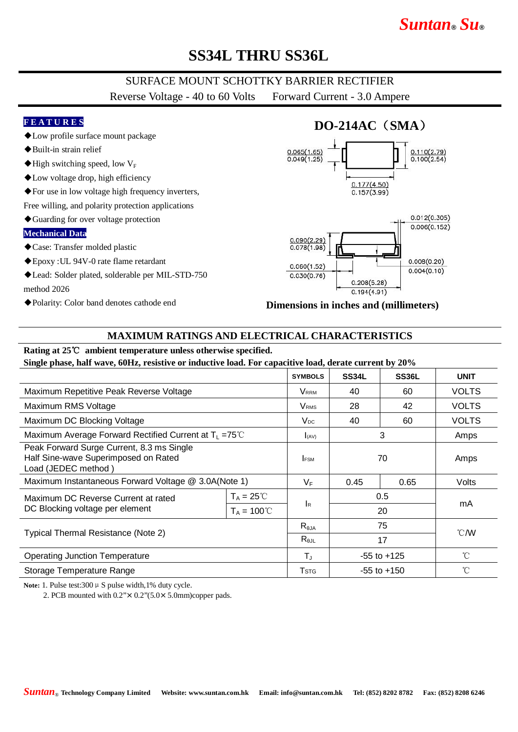# SS34L THRU SS36L

## SURFACE MOUNT SCHOTTKY BARRIER RECTIFIER

Reverse Voltage - 40 to 60 Volts     Forward Current - 3.0 Ampere

### FEATURES

- ◆Low profile surface mount package
- ◆Built-in strain relief
- ◆High switching speed, low $V_F$
- ◆Low voltage drop, high efficiency
- ◆For use in low voltage high frequency inverters, Free willing, and polarity protection applications
- ◆Guarding for over voltage protection

### Mechanical Data

- ◆Case: Transfer molded plastic
- ◆Epoxy :UL 94V-0 rate flame retardant
- ◆Lead: Solder plated, solderable per MIL-STD-750 method 2026
- ◆Polarity: Color band denotes cathode end

### DO-214AC（SMA）

0.065(1.65) / 0.049(1.25)
0.110(2.79) / 0.100(2.54)
0.177(4.50) / 0.157(3.99)
0.012(0.305) / 0.006(0.152)
0.090(2.29) / 0.078(1.98)
0.060(1.52) / 0.030(0.76)
0.008(0.20) / 0.004(0.10)
0.208(5.28) / 0.194(4.91)

**Dimensions in inches and (millimeters)**

## MAXIMUM RATINGS AND ELECTRICAL CHARACTERISTICS

**Rating at 25℃ ambient temperature unless otherwise specified.**

**Single phase, half wave, 60Hz, resistive or inductive load. For capacitive load, derate current by 20%**

| | | SYMBOLS | SS34L | SS36L | UNIT |
|---|---|---|---|---|---|
| Maximum Repetitive Peak Reverse Voltage | | $V_{RRM}$ | 40 | 60 | VOLTS |
| Maximum RMS Voltage | | $V_{RMS}$ | 28 | 42 | VOLTS |
| Maximum DC Blocking Voltage | | $V_{DC}$ | 40 | 60 | VOLTS |
| Maximum Average Forward Rectified Current at $T_L$ =75℃ | | $I_{(AV)}$ | 3 | | Amps |
| Peak Forward Surge Current, 8.3 ms Single Half Sine-wave Superimposed on Rated Load (JEDEC method ) | | $I_{FSM}$ | 70 | | Amps |
| Maximum Instantaneous Forward Voltage @ 3.0A(Note 1) | | $V_F$ | 0.45 | 0.65 | Volts |
| Maximum DC Reverse Current at rated DC Blocking voltage per element | $T_A$ = 25℃ | $I_R$ | 0.5 | | mA |
| | $T_A$ = 100℃ | | 20 | | |
| Typical Thermal Resistance (Note 2) | | $R_{θJA}$ | 75 | | ℃/W |
| | | $R_{θJL}$ | 17 | | |
| Operating Junction Temperature | | $T_J$ | -55 to +125 | | ℃ |
| Storage Temperature Range | | $T_{STG}$ | -55 to +150 | | ℃ |

**Note:** 1. Pulse test:300 μ S pulse width,1% duty cycle.
2. PCB mounted with 0.2"× 0.2"(5.0× 5.0mm)copper pads.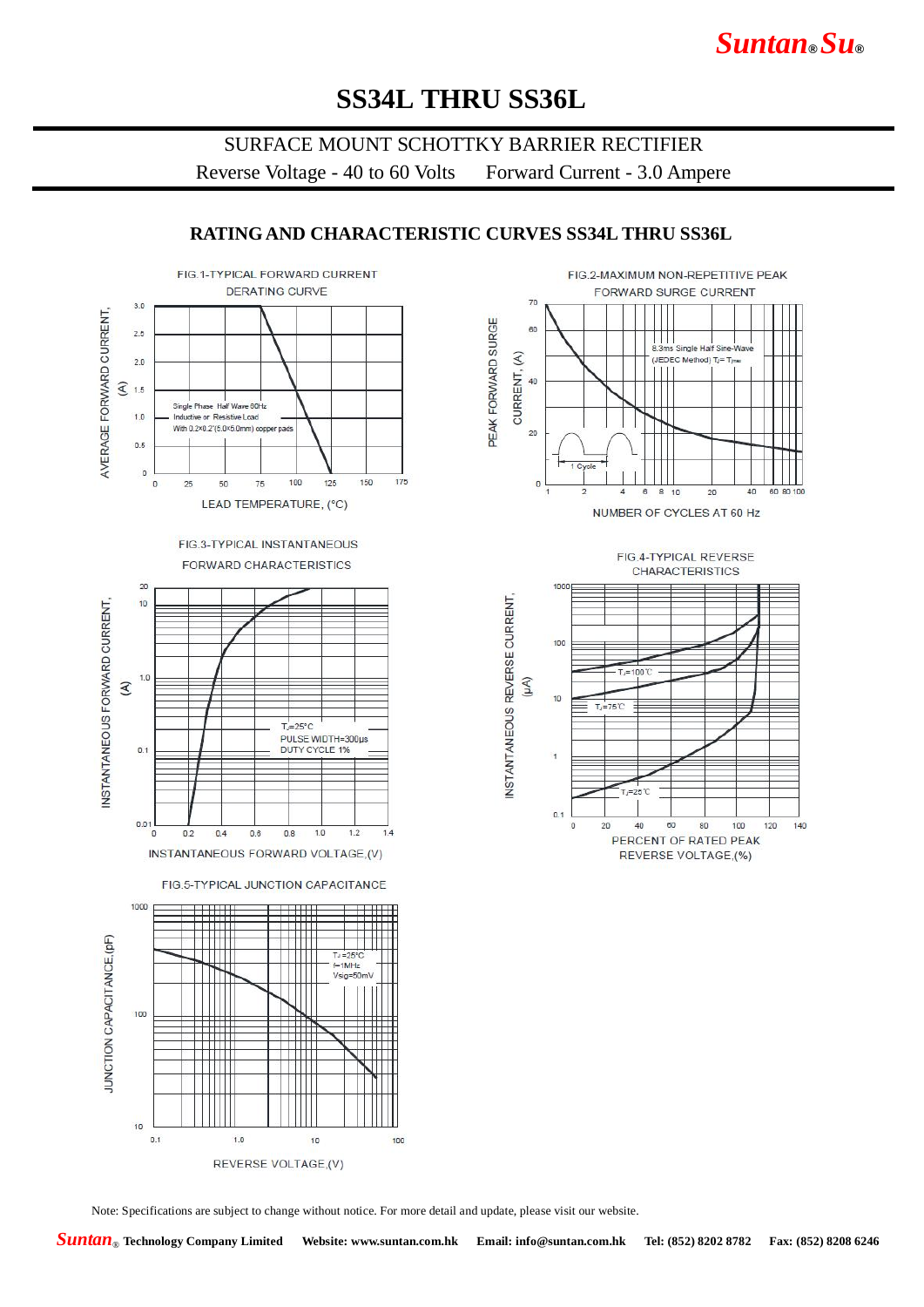# SS34L THRU SS36L

SURFACE MOUNT SCHOTTKY BARRIER RECTIFIER

Reverse Voltage - 40 to 60 Volts  Forward Current - 3.0 Ampere

## RATING AND CHARACTERISTIC CURVES SS34L THRU SS36L

FIG.1-TYPICAL FORWARD CURRENT DERATING CURVE

AVERAGE FORWARD CURRENT, (A)

3.0
2.5
2.0
1.5
1.0
0.5
0

Single Phase Half Wave 60Hz
Inductive or Resistive Load
With 0.2×0.2"(5.0×5.0mm) copper pads

0 25 50 75 100 125 150 175

LEAD TEMPERATURE, (°C)

FIG.2-MAXIMUM NON-REPETITIVE PEAK FORWARD SURGE CURRENT

PEAK FORWARD SURGE CURRENT, (A)

70
60
40
20
0

8.3ms Single Half Sine-Wave
(JEDEC Method) $T_J = T_{Jmax}$

1 Cycle

1 2 4 6 8 10 20 40 60 80 100

NUMBER OF CYCLES AT 60 Hz

FIG.3-TYPICAL INSTANTANEOUS FORWARD CHARACTERISTICS

INSTANTANEOUS FORWARD CURRENT, (A)

20
10
1.0
0.1
0.01

$T_J$=25°C
PULSE WIDTH=300μs
DUTY CYCLE 1%

0 0.2 0.4 0.6 0.8 1.0 1.2 1.4

INSTANTANEOUS FORWARD VOLTAGE,(V)

FIG.4-TYPICAL REVERSE CHARACTERISTICS

INSTANTANEOUS REVERSE CURRENT, (μA)

1000
100
10
1
0.1

$T_J$=100°C
$T_J$=75°C
$T_J$=25°C

0 20 40 60 80 100 120 140

PERCENT OF RATED PEAK REVERSE VOLTAGE,(%)

FIG.5-TYPICAL JUNCTION CAPACITANCE

JUNCTION CAPACITANCE,(pF)

1000
100
10

$T_J$=25°C
f=1MHz
Vsig=50mV

0.1 1.0 10 100

REVERSE VOLTAGE,(V)

Note: Specifications are subject to change without notice. For more detail and update, please visit our website.

Suntan® Technology Company Limited  Website: www.suntan.com.hk  Email: info@suntan.com.hk  Tel: (852) 8202 8782  Fax: (852) 8208 6246